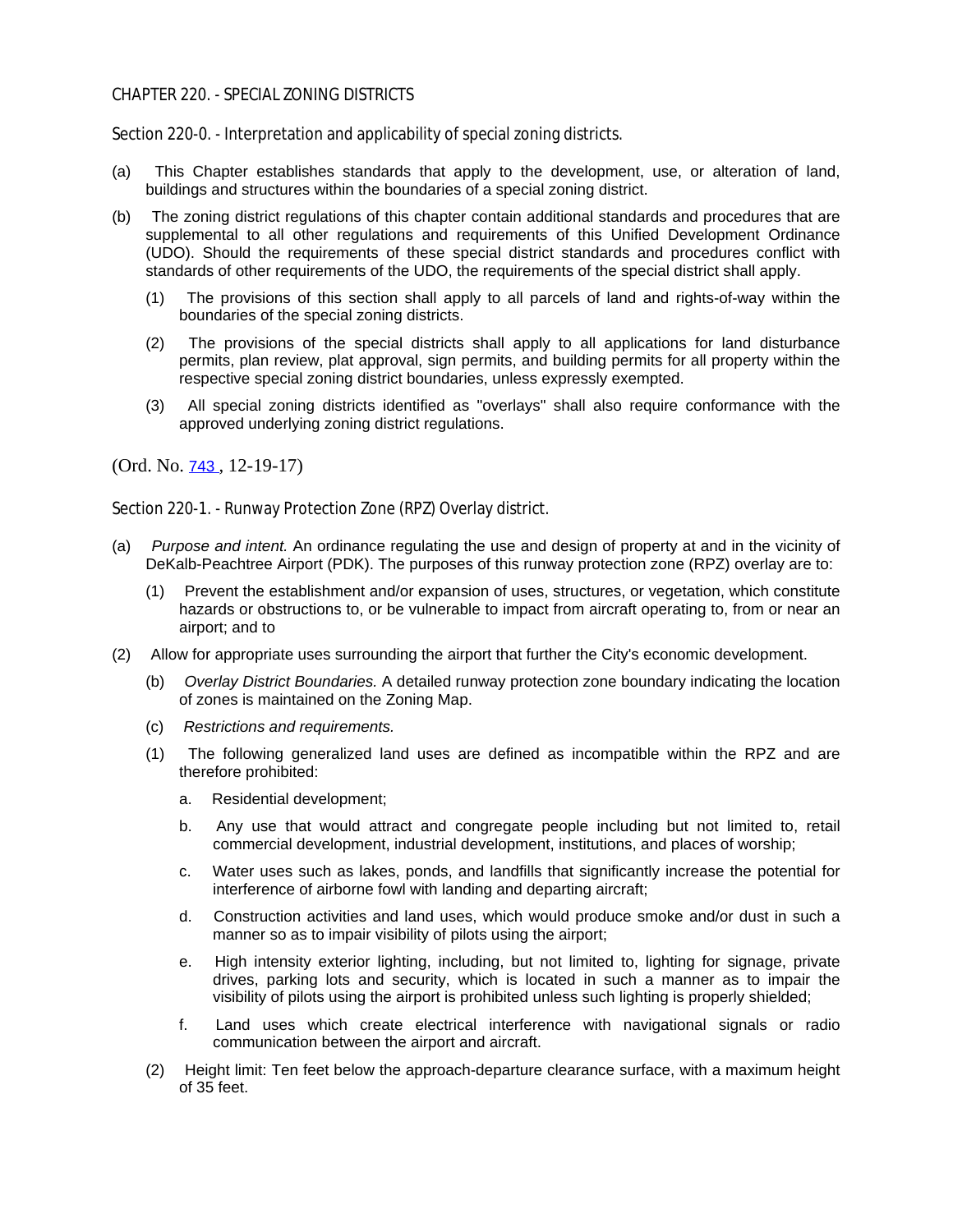# CHAPTER 220. - SPECIAL ZONING DISTRICTS

## Section 220-0. - Interpretation and applicability of special zoning districts.

(a) This Chapter establishes standards that apply to the development, use, or alteration of land, buildings and structures within the boundaries of a special zoning district.

(b) The zoning district regulations of this chapter contain additional standards and procedures that are supplemental to all other regulations and requirements of this Unified Development Ordinance (UDO). Should the requirements of these special district standards and procedures conflict with standards of other requirements of the UDO, the requirements of the special district shall apply.

(1) The provisions of this section shall apply to all parcels of land and rights-of-way within the boundaries of the special zoning districts.

(2) The provisions of the special districts shall apply to all applications for land disturbance permits, plan review, plat approval, sign permits, and building permits for all property within the respective special zoning district boundaries, unless expressly exempted.

(3) All special zoning districts identified as "overlays" shall also require conformance with the approved underlying zoning district regulations.

(Ord. No. 743 , 12-19-17)

## Section 220-1. - Runway Protection Zone (RPZ) Overlay district.

(a) *Purpose and intent.* An ordinance regulating the use and design of property at and in the vicinity of DeKalb-Peachtree Airport (PDK). The purposes of this runway protection zone (RPZ) overlay are to:

(1) Prevent the establishment and/or expansion of uses, structures, or vegetation, which constitute hazards or obstructions to, or be vulnerable to impact from aircraft operating to, from or near an airport; and to

(2) Allow for appropriate uses surrounding the airport that further the City's economic development.

(b) *Overlay District Boundaries.* A detailed runway protection zone boundary indicating the location of zones is maintained on the Zoning Map.

(c) *Restrictions and requirements.*

(1) The following generalized land uses are defined as incompatible within the RPZ and are therefore prohibited:

a. Residential development;

b. Any use that would attract and congregate people including but not limited to, retail commercial development, industrial development, institutions, and places of worship;

c. Water uses such as lakes, ponds, and landfills that significantly increase the potential for interference of airborne fowl with landing and departing aircraft;

d. Construction activities and land uses, which would produce smoke and/or dust in such a manner so as to impair visibility of pilots using the airport;

e. High intensity exterior lighting, including, but not limited to, lighting for signage, private drives, parking lots and security, which is located in such a manner as to impair the visibility of pilots using the airport is prohibited unless such lighting is properly shielded;

f. Land uses which create electrical interference with navigational signals or radio communication between the airport and aircraft.

(2) Height limit: Ten feet below the approach-departure clearance surface, with a maximum height of 35 feet.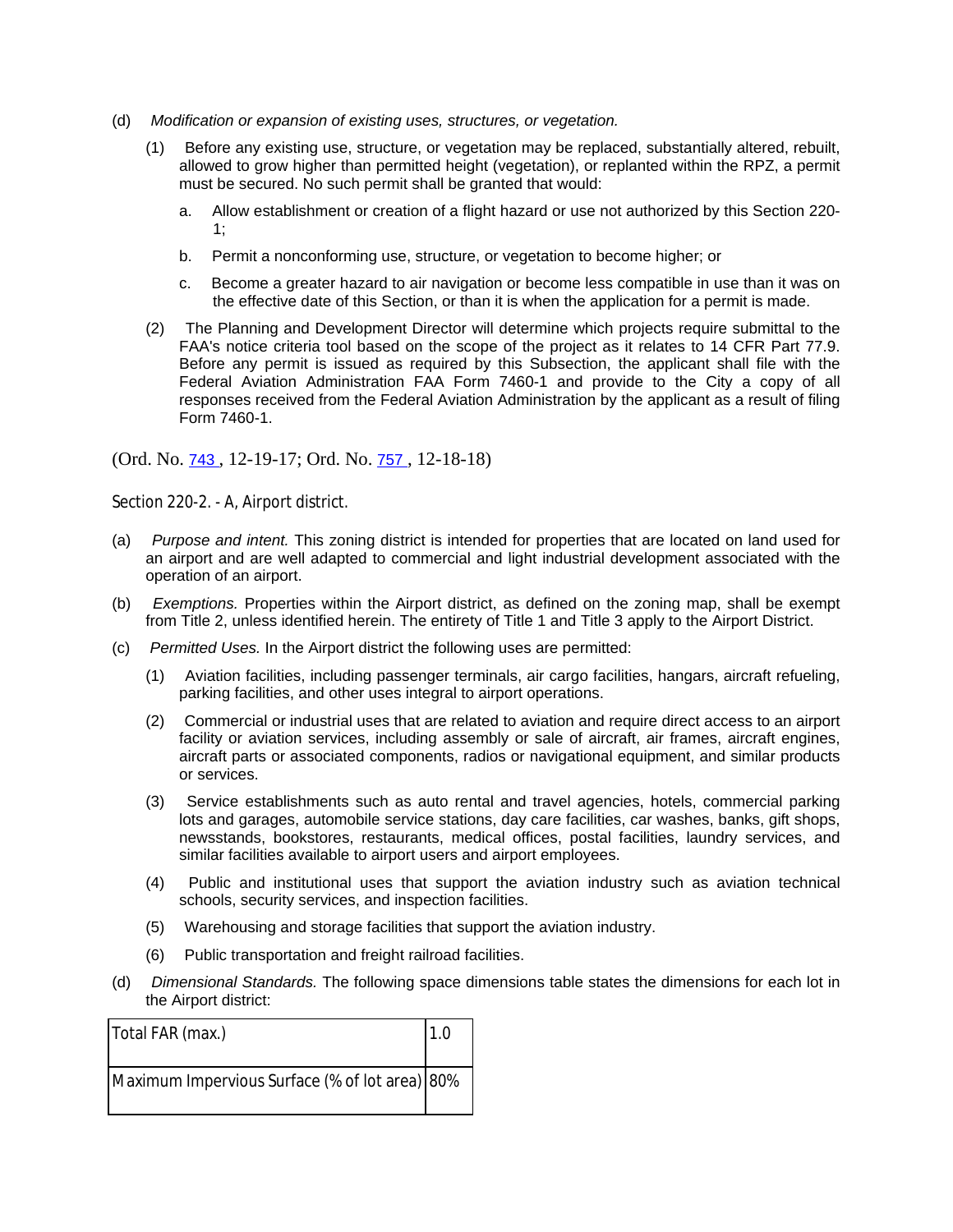(d) *Modification or expansion of existing uses, structures, or vegetation.*

(1) Before any existing use, structure, or vegetation may be replaced, substantially altered, rebuilt, allowed to grow higher than permitted height (vegetation), or replanted within the RPZ, a permit must be secured. No such permit shall be granted that would:

a. Allow establishment or creation of a flight hazard or use not authorized by this Section 220-1;

b. Permit a nonconforming use, structure, or vegetation to become higher; or

c. Become a greater hazard to air navigation or become less compatible in use than it was on the effective date of this Section, or than it is when the application for a permit is made.

(2) The Planning and Development Director will determine which projects require submittal to the FAA's notice criteria tool based on the scope of the project as it relates to 14 CFR Part 77.9. Before any permit is issued as required by this Subsection, the applicant shall file with the Federal Aviation Administration FAA Form 7460-1 and provide to the City a copy of all responses received from the Federal Aviation Administration by the applicant as a result of filing Form 7460-1.

(Ord. No. 743 , 12-19-17; Ord. No. 757 , 12-18-18)

## Section 220-2. - A, Airport district.

(a) *Purpose and intent.* This zoning district is intended for properties that are located on land used for an airport and are well adapted to commercial and light industrial development associated with the operation of an airport.

(b) *Exemptions.* Properties within the Airport district, as defined on the zoning map, shall be exempt from Title 2, unless identified herein. The entirety of Title 1 and Title 3 apply to the Airport District.

(c) *Permitted Uses.* In the Airport district the following uses are permitted:

(1) Aviation facilities, including passenger terminals, air cargo facilities, hangars, aircraft refueling, parking facilities, and other uses integral to airport operations.

(2) Commercial or industrial uses that are related to aviation and require direct access to an airport facility or aviation services, including assembly or sale of aircraft, air frames, aircraft engines, aircraft parts or associated components, radios or navigational equipment, and similar products or services.

(3) Service establishments such as auto rental and travel agencies, hotels, commercial parking lots and garages, automobile service stations, day care facilities, car washes, banks, gift shops, newsstands, bookstores, restaurants, medical offices, postal facilities, laundry services, and similar facilities available to airport users and airport employees.

(4) Public and institutional uses that support the aviation industry such as aviation technical schools, security services, and inspection facilities.

(5) Warehousing and storage facilities that support the aviation industry.

(6) Public transportation and freight railroad facilities.

(d) *Dimensional Standards.* The following space dimensions table states the dimensions for each lot in the Airport district:

| | |
|---|---|
| Total FAR (max.) | 1.0 |
| Maximum Impervious Surface (% of lot area) | 80% |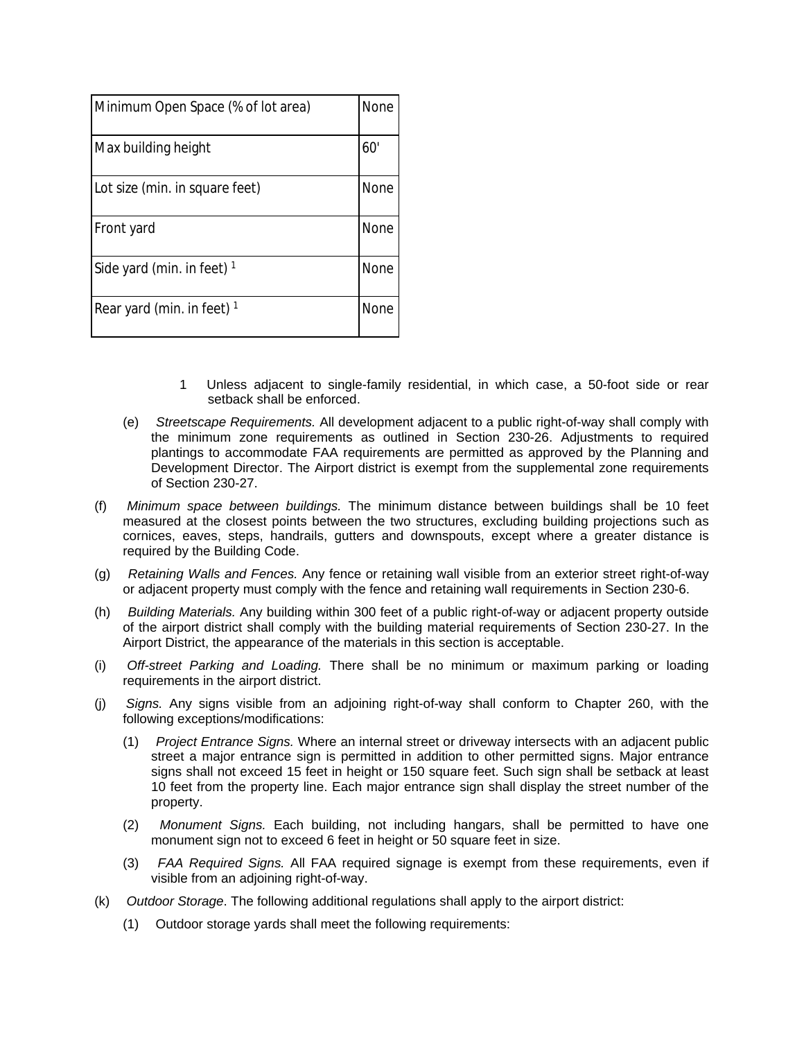| | |
|---|---|
| Minimum Open Space (% of lot area) | None |
| Max building height | 60' |
| Lot size (min. in square feet) | None |
| Front yard | None |
| Side yard (min. in feet) [1] | None |
| Rear yard (min. in feet) [1] | None |

1 Unless adjacent to single-family residential, in which case, a 50-foot side or rear setback shall be enforced.

(e) *Streetscape Requirements.* All development adjacent to a public right-of-way shall comply with the minimum zone requirements as outlined in Section 230-26. Adjustments to required plantings to accommodate FAA requirements are permitted as approved by the Planning and Development Director. The Airport district is exempt from the supplemental zone requirements of Section 230-27.

(f) *Minimum space between buildings.* The minimum distance between buildings shall be 10 feet measured at the closest points between the two structures, excluding building projections such as cornices, eaves, steps, handrails, gutters and downspouts, except where a greater distance is required by the Building Code.

(g) *Retaining Walls and Fences.* Any fence or retaining wall visible from an exterior street right-of-way or adjacent property must comply with the fence and retaining wall requirements in Section 230-6.

(h) *Building Materials.* Any building within 300 feet of a public right-of-way or adjacent property outside of the airport district shall comply with the building material requirements of Section 230-27. In the Airport District, the appearance of the materials in this section is acceptable.

(i) *Off-street Parking and Loading.* There shall be no minimum or maximum parking or loading requirements in the airport district.

(j) *Signs.* Any signs visible from an adjoining right-of-way shall conform to Chapter 260, with the following exceptions/modifications:

(1) *Project Entrance Signs.* Where an internal street or driveway intersects with an adjacent public street a major entrance sign is permitted in addition to other permitted signs. Major entrance signs shall not exceed 15 feet in height or 150 square feet. Such sign shall be setback at least 10 feet from the property line. Each major entrance sign shall display the street number of the property.

(2) *Monument Signs.* Each building, not including hangars, shall be permitted to have one monument sign not to exceed 6 feet in height or 50 square feet in size.

(3) *FAA Required Signs.* All FAA required signage is exempt from these requirements, even if visible from an adjoining right-of-way.

(k) *Outdoor Storage*. The following additional regulations shall apply to the airport district:

(1) Outdoor storage yards shall meet the following requirements: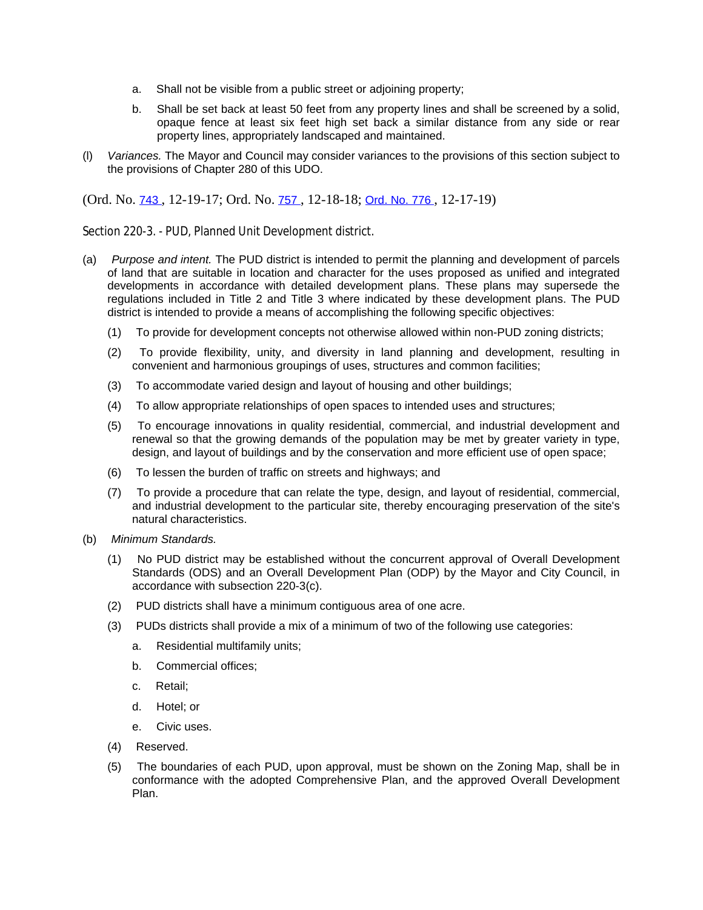a. Shall not be visible from a public street or adjoining property;

b. Shall be set back at least 50 feet from any property lines and shall be screened by a solid, opaque fence at least six feet high set back a similar distance from any side or rear property lines, appropriately landscaped and maintained.

(l) *Variances.* The Mayor and Council may consider variances to the provisions of this section subject to the provisions of Chapter 280 of this UDO.

(Ord. No. 743 , 12-19-17; Ord. No. 757 , 12-18-18; Ord. No. 776 , 12-17-19)

## Section 220-3. - PUD, Planned Unit Development district.

(a) *Purpose and intent.* The PUD district is intended to permit the planning and development of parcels of land that are suitable in location and character for the uses proposed as unified and integrated developments in accordance with detailed development plans. These plans may supersede the regulations included in Title 2 and Title 3 where indicated by these development plans. The PUD district is intended to provide a means of accomplishing the following specific objectives:

(1) To provide for development concepts not otherwise allowed within non-PUD zoning districts;

(2) To provide flexibility, unity, and diversity in land planning and development, resulting in convenient and harmonious groupings of uses, structures and common facilities;

(3) To accommodate varied design and layout of housing and other buildings;

(4) To allow appropriate relationships of open spaces to intended uses and structures;

(5) To encourage innovations in quality residential, commercial, and industrial development and renewal so that the growing demands of the population may be met by greater variety in type, design, and layout of buildings and by the conservation and more efficient use of open space;

(6) To lessen the burden of traffic on streets and highways; and

(7) To provide a procedure that can relate the type, design, and layout of residential, commercial, and industrial development to the particular site, thereby encouraging preservation of the site's natural characteristics.

(b) *Minimum Standards.*

(1) No PUD district may be established without the concurrent approval of Overall Development Standards (ODS) and an Overall Development Plan (ODP) by the Mayor and City Council, in accordance with subsection 220-3(c).

(2) PUD districts shall have a minimum contiguous area of one acre.

(3) PUDs districts shall provide a mix of a minimum of two of the following use categories:

a. Residential multifamily units;

b. Commercial offices;

c. Retail;

d. Hotel; or

e. Civic uses.

(4) Reserved.

(5) The boundaries of each PUD, upon approval, must be shown on the Zoning Map, shall be in conformance with the adopted Comprehensive Plan, and the approved Overall Development Plan.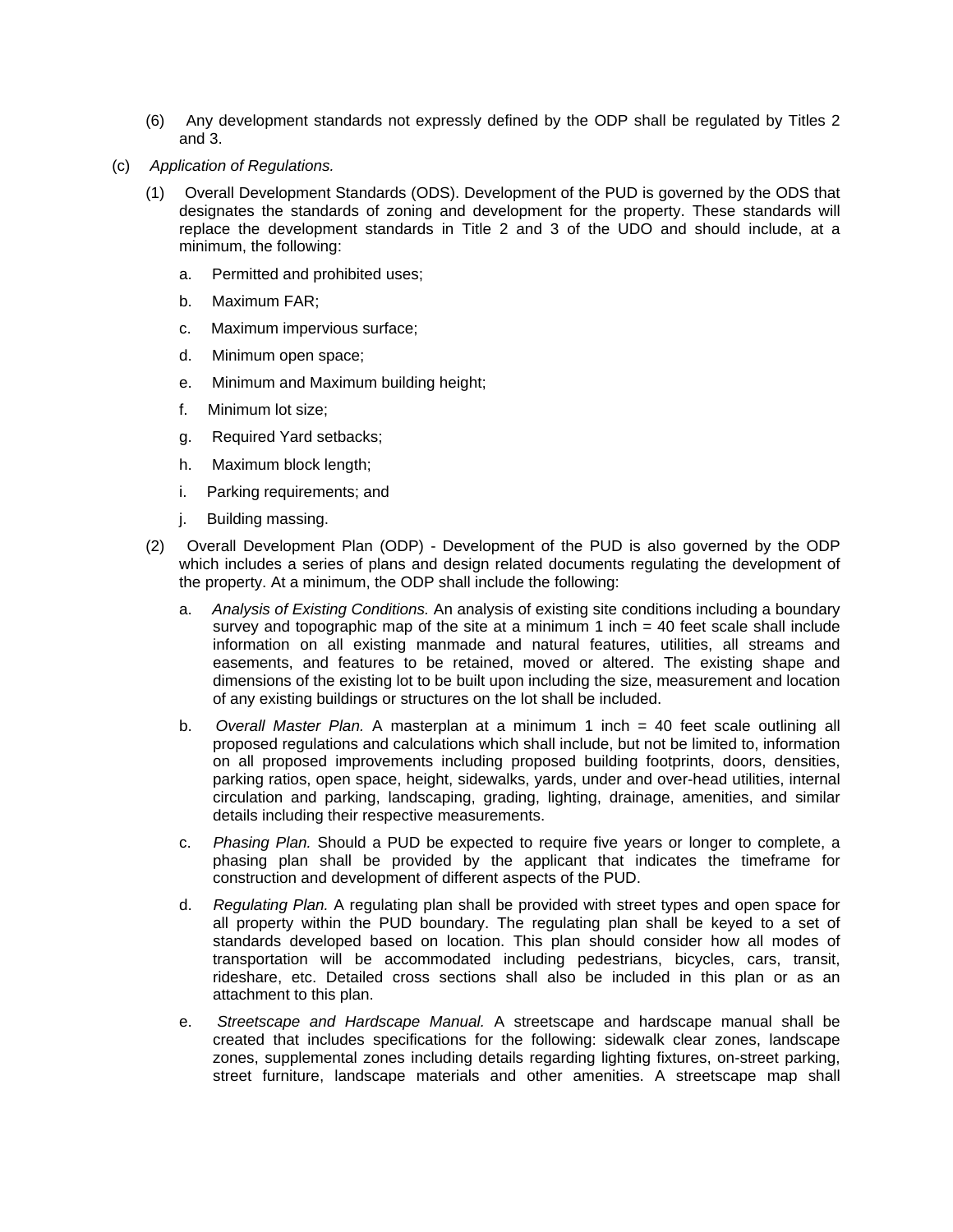(6) Any development standards not expressly defined by the ODP shall be regulated by Titles 2 and 3.

(c) *Application of Regulations.*

(1) Overall Development Standards (ODS). Development of the PUD is governed by the ODS that designates the standards of zoning and development for the property. These standards will replace the development standards in Title 2 and 3 of the UDO and should include, at a minimum, the following:

a. Permitted and prohibited uses;

b. Maximum FAR;

c. Maximum impervious surface;

d. Minimum open space;

e. Minimum and Maximum building height;

f. Minimum lot size;

g. Required Yard setbacks;

h. Maximum block length;

i. Parking requirements; and

j. Building massing.

(2) Overall Development Plan (ODP) - Development of the PUD is also governed by the ODP which includes a series of plans and design related documents regulating the development of the property. At a minimum, the ODP shall include the following:

a. *Analysis of Existing Conditions.* An analysis of existing site conditions including a boundary survey and topographic map of the site at a minimum 1 inch = 40 feet scale shall include information on all existing manmade and natural features, utilities, all streams and easements, and features to be retained, moved or altered. The existing shape and dimensions of the existing lot to be built upon including the size, measurement and location of any existing buildings or structures on the lot shall be included.

b. *Overall Master Plan.* A masterplan at a minimum 1 inch = 40 feet scale outlining all proposed regulations and calculations which shall include, but not be limited to, information on all proposed improvements including proposed building footprints, doors, densities, parking ratios, open space, height, sidewalks, yards, under and over-head utilities, internal circulation and parking, landscaping, grading, lighting, drainage, amenities, and similar details including their respective measurements.

c. *Phasing Plan.* Should a PUD be expected to require five years or longer to complete, a phasing plan shall be provided by the applicant that indicates the timeframe for construction and development of different aspects of the PUD.

d. *Regulating Plan.* A regulating plan shall be provided with street types and open space for all property within the PUD boundary. The regulating plan shall be keyed to a set of standards developed based on location. This plan should consider how all modes of transportation will be accommodated including pedestrians, bicycles, cars, transit, rideshare, etc. Detailed cross sections shall also be included in this plan or as an attachment to this plan.

e. *Streetscape and Hardscape Manual.* A streetscape and hardscape manual shall be created that includes specifications for the following: sidewalk clear zones, landscape zones, supplemental zones including details regarding lighting fixtures, on-street parking, street furniture, landscape materials and other amenities. A streetscape map shall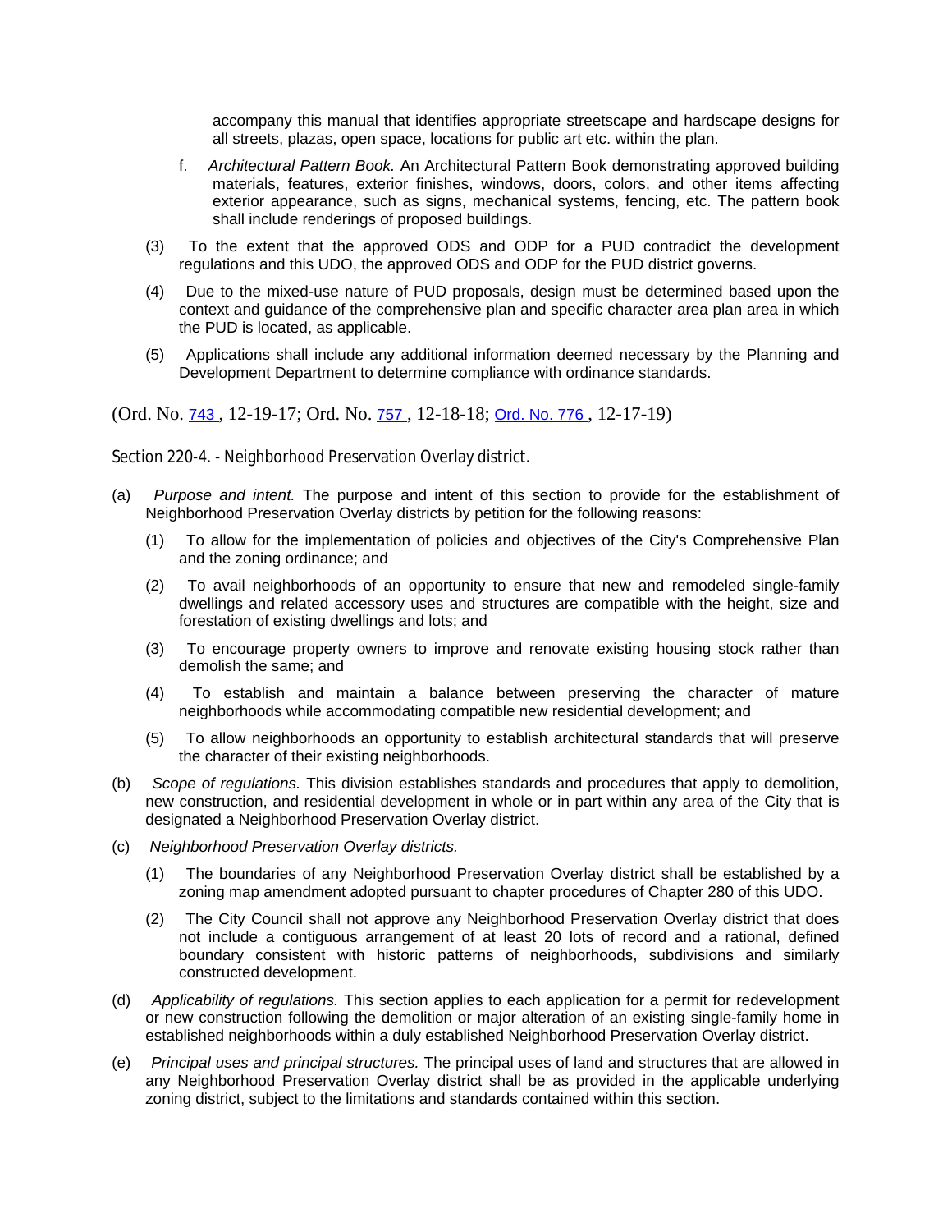accompany this manual that identifies appropriate streetscape and hardscape designs for all streets, plazas, open space, locations for public art etc. within the plan.

f. *Architectural Pattern Book.* An Architectural Pattern Book demonstrating approved building materials, features, exterior finishes, windows, doors, colors, and other items affecting exterior appearance, such as signs, mechanical systems, fencing, etc. The pattern book shall include renderings of proposed buildings.

(3) To the extent that the approved ODS and ODP for a PUD contradict the development regulations and this UDO, the approved ODS and ODP for the PUD district governs.

(4) Due to the mixed-use nature of PUD proposals, design must be determined based upon the context and guidance of the comprehensive plan and specific character area plan area in which the PUD is located, as applicable.

(5) Applications shall include any additional information deemed necessary by the Planning and Development Department to determine compliance with ordinance standards.

(Ord. No. 743, 12-19-17; Ord. No. 757, 12-18-18; Ord. No. 776, 12-17-19)

### Section 220-4. - Neighborhood Preservation Overlay district.

(a) *Purpose and intent.* The purpose and intent of this section to provide for the establishment of Neighborhood Preservation Overlay districts by petition for the following reasons:

(1) To allow for the implementation of policies and objectives of the City's Comprehensive Plan and the zoning ordinance; and

(2) To avail neighborhoods of an opportunity to ensure that new and remodeled single-family dwellings and related accessory uses and structures are compatible with the height, size and forestation of existing dwellings and lots; and

(3) To encourage property owners to improve and renovate existing housing stock rather than demolish the same; and

(4) To establish and maintain a balance between preserving the character of mature neighborhoods while accommodating compatible new residential development; and

(5) To allow neighborhoods an opportunity to establish architectural standards that will preserve the character of their existing neighborhoods.

(b) *Scope of regulations.* This division establishes standards and procedures that apply to demolition, new construction, and residential development in whole or in part within any area of the City that is designated a Neighborhood Preservation Overlay district.

(c) *Neighborhood Preservation Overlay districts.*

(1) The boundaries of any Neighborhood Preservation Overlay district shall be established by a zoning map amendment adopted pursuant to chapter procedures of Chapter 280 of this UDO.

(2) The City Council shall not approve any Neighborhood Preservation Overlay district that does not include a contiguous arrangement of at least 20 lots of record and a rational, defined boundary consistent with historic patterns of neighborhoods, subdivisions and similarly constructed development.

(d) *Applicability of regulations.* This section applies to each application for a permit for redevelopment or new construction following the demolition or major alteration of an existing single-family home in established neighborhoods within a duly established Neighborhood Preservation Overlay district.

(e) *Principal uses and principal structures.* The principal uses of land and structures that are allowed in any Neighborhood Preservation Overlay district shall be as provided in the applicable underlying zoning district, subject to the limitations and standards contained within this section.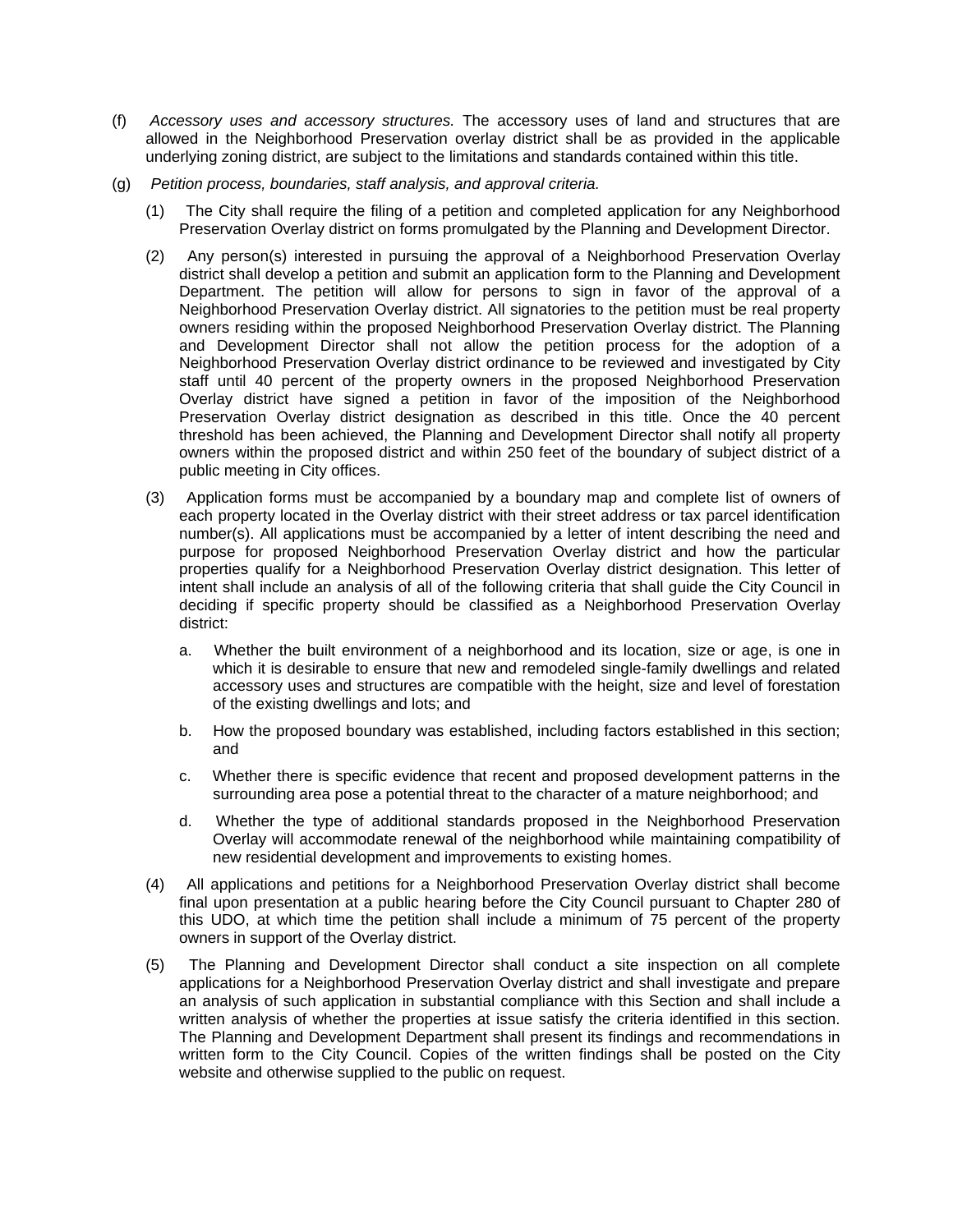(f) *Accessory uses and accessory structures.* The accessory uses of land and structures that are allowed in the Neighborhood Preservation overlay district shall be as provided in the applicable underlying zoning district, are subject to the limitations and standards contained within this title.

(g) *Petition process, boundaries, staff analysis, and approval criteria.*

(1) The City shall require the filing of a petition and completed application for any Neighborhood Preservation Overlay district on forms promulgated by the Planning and Development Director.

(2) Any person(s) interested in pursuing the approval of a Neighborhood Preservation Overlay district shall develop a petition and submit an application form to the Planning and Development Department. The petition will allow for persons to sign in favor of the approval of a Neighborhood Preservation Overlay district. All signatories to the petition must be real property owners residing within the proposed Neighborhood Preservation Overlay district. The Planning and Development Director shall not allow the petition process for the adoption of a Neighborhood Preservation Overlay district ordinance to be reviewed and investigated by City staff until 40 percent of the property owners in the proposed Neighborhood Preservation Overlay district have signed a petition in favor of the imposition of the Neighborhood Preservation Overlay district designation as described in this title. Once the 40 percent threshold has been achieved, the Planning and Development Director shall notify all property owners within the proposed district and within 250 feet of the boundary of subject district of a public meeting in City offices.

(3) Application forms must be accompanied by a boundary map and complete list of owners of each property located in the Overlay district with their street address or tax parcel identification number(s). All applications must be accompanied by a letter of intent describing the need and purpose for proposed Neighborhood Preservation Overlay district and how the particular properties qualify for a Neighborhood Preservation Overlay district designation. This letter of intent shall include an analysis of all of the following criteria that shall guide the City Council in deciding if specific property should be classified as a Neighborhood Preservation Overlay district:

a. Whether the built environment of a neighborhood and its location, size or age, is one in which it is desirable to ensure that new and remodeled single-family dwellings and related accessory uses and structures are compatible with the height, size and level of forestation of the existing dwellings and lots; and

b. How the proposed boundary was established, including factors established in this section; and

c. Whether there is specific evidence that recent and proposed development patterns in the surrounding area pose a potential threat to the character of a mature neighborhood; and

d. Whether the type of additional standards proposed in the Neighborhood Preservation Overlay will accommodate renewal of the neighborhood while maintaining compatibility of new residential development and improvements to existing homes.

(4) All applications and petitions for a Neighborhood Preservation Overlay district shall become final upon presentation at a public hearing before the City Council pursuant to Chapter 280 of this UDO, at which time the petition shall include a minimum of 75 percent of the property owners in support of the Overlay district.

(5) The Planning and Development Director shall conduct a site inspection on all complete applications for a Neighborhood Preservation Overlay district and shall investigate and prepare an analysis of such application in substantial compliance with this Section and shall include a written analysis of whether the properties at issue satisfy the criteria identified in this section. The Planning and Development Department shall present its findings and recommendations in written form to the City Council. Copies of the written findings shall be posted on the City website and otherwise supplied to the public on request.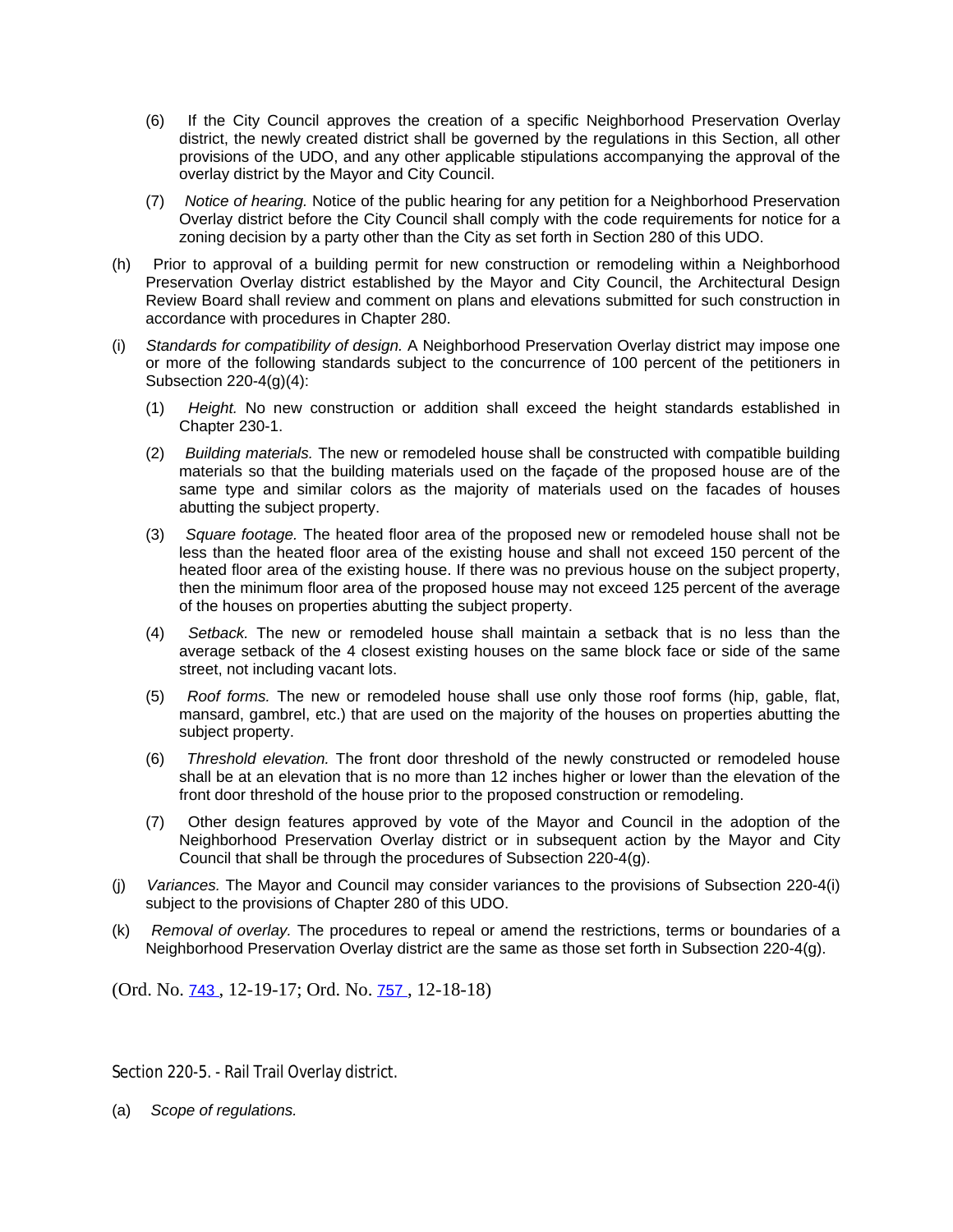(6) If the City Council approves the creation of a specific Neighborhood Preservation Overlay district, the newly created district shall be governed by the regulations in this Section, all other provisions of the UDO, and any other applicable stipulations accompanying the approval of the overlay district by the Mayor and City Council.

(7) *Notice of hearing.* Notice of the public hearing for any petition for a Neighborhood Preservation Overlay district before the City Council shall comply with the code requirements for notice for a zoning decision by a party other than the City as set forth in Section 280 of this UDO.

(h) Prior to approval of a building permit for new construction or remodeling within a Neighborhood Preservation Overlay district established by the Mayor and City Council, the Architectural Design Review Board shall review and comment on plans and elevations submitted for such construction in accordance with procedures in Chapter 280.

(i) *Standards for compatibility of design.* A Neighborhood Preservation Overlay district may impose one or more of the following standards subject to the concurrence of 100 percent of the petitioners in Subsection 220-4(g)(4):

(1) *Height.* No new construction or addition shall exceed the height standards established in Chapter 230-1.

(2) *Building materials.* The new or remodeled house shall be constructed with compatible building materials so that the building materials used on the façade of the proposed house are of the same type and similar colors as the majority of materials used on the facades of houses abutting the subject property.

(3) *Square footage.* The heated floor area of the proposed new or remodeled house shall not be less than the heated floor area of the existing house and shall not exceed 150 percent of the heated floor area of the existing house. If there was no previous house on the subject property, then the minimum floor area of the proposed house may not exceed 125 percent of the average of the houses on properties abutting the subject property.

(4) *Setback.* The new or remodeled house shall maintain a setback that is no less than the average setback of the 4 closest existing houses on the same block face or side of the same street, not including vacant lots.

(5) *Roof forms.* The new or remodeled house shall use only those roof forms (hip, gable, flat, mansard, gambrel, etc.) that are used on the majority of the houses on properties abutting the subject property.

(6) *Threshold elevation.* The front door threshold of the newly constructed or remodeled house shall be at an elevation that is no more than 12 inches higher or lower than the elevation of the front door threshold of the house prior to the proposed construction or remodeling.

(7) Other design features approved by vote of the Mayor and Council in the adoption of the Neighborhood Preservation Overlay district or in subsequent action by the Mayor and City Council that shall be through the procedures of Subsection 220-4(g).

(j) *Variances.* The Mayor and Council may consider variances to the provisions of Subsection 220-4(i) subject to the provisions of Chapter 280 of this UDO.

(k) *Removal of overlay.* The procedures to repeal or amend the restrictions, terms or boundaries of a Neighborhood Preservation Overlay district are the same as those set forth in Subsection 220-4(g).

(Ord. No. 743, 12-19-17; Ord. No. 757, 12-18-18)

## Section 220-5. - Rail Trail Overlay district.

(a) *Scope of regulations.*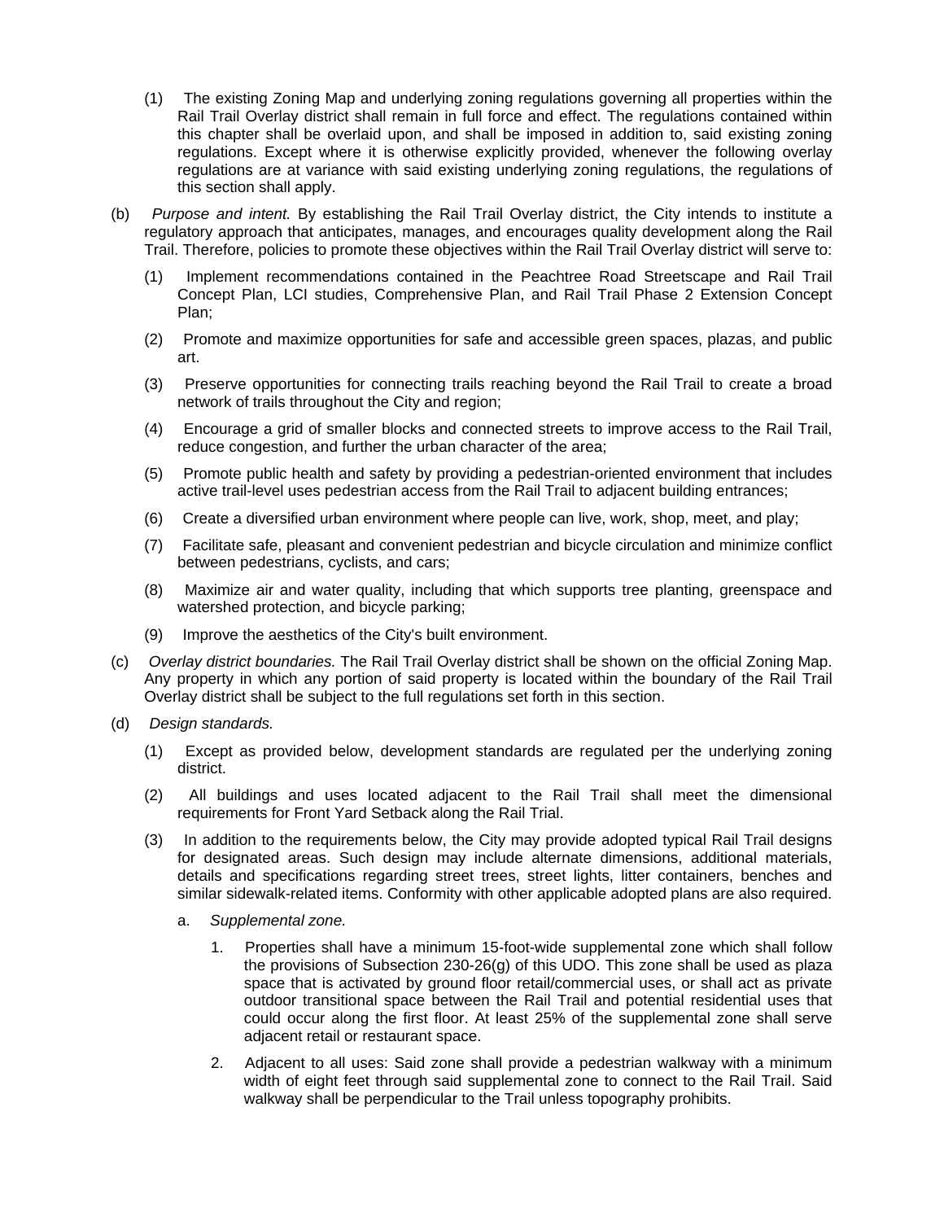(1) The existing Zoning Map and underlying zoning regulations governing all properties within the Rail Trail Overlay district shall remain in full force and effect. The regulations contained within this chapter shall be overlaid upon, and shall be imposed in addition to, said existing zoning regulations. Except where it is otherwise explicitly provided, whenever the following overlay regulations are at variance with said existing underlying zoning regulations, the regulations of this section shall apply.

(b) *Purpose and intent.* By establishing the Rail Trail Overlay district, the City intends to institute a regulatory approach that anticipates, manages, and encourages quality development along the Rail Trail. Therefore, policies to promote these objectives within the Rail Trail Overlay district will serve to:

(1) Implement recommendations contained in the Peachtree Road Streetscape and Rail Trail Concept Plan, LCI studies, Comprehensive Plan, and Rail Trail Phase 2 Extension Concept Plan;

(2) Promote and maximize opportunities for safe and accessible green spaces, plazas, and public art.

(3) Preserve opportunities for connecting trails reaching beyond the Rail Trail to create a broad network of trails throughout the City and region;

(4) Encourage a grid of smaller blocks and connected streets to improve access to the Rail Trail, reduce congestion, and further the urban character of the area;

(5) Promote public health and safety by providing a pedestrian-oriented environment that includes active trail-level uses pedestrian access from the Rail Trail to adjacent building entrances;

(6) Create a diversified urban environment where people can live, work, shop, meet, and play;

(7) Facilitate safe, pleasant and convenient pedestrian and bicycle circulation and minimize conflict between pedestrians, cyclists, and cars;

(8) Maximize air and water quality, including that which supports tree planting, greenspace and watershed protection, and bicycle parking;

(9) Improve the aesthetics of the City's built environment.

(c) *Overlay district boundaries.* The Rail Trail Overlay district shall be shown on the official Zoning Map. Any property in which any portion of said property is located within the boundary of the Rail Trail Overlay district shall be subject to the full regulations set forth in this section.

(d) *Design standards.*

(1) Except as provided below, development standards are regulated per the underlying zoning district.

(2) All buildings and uses located adjacent to the Rail Trail shall meet the dimensional requirements for Front Yard Setback along the Rail Trial.

(3) In addition to the requirements below, the City may provide adopted typical Rail Trail designs for designated areas. Such design may include alternate dimensions, additional materials, details and specifications regarding street trees, street lights, litter containers, benches and similar sidewalk-related items. Conformity with other applicable adopted plans are also required.

a. *Supplemental zone.*

1. Properties shall have a minimum 15-foot-wide supplemental zone which shall follow the provisions of Subsection 230-26(g) of this UDO. This zone shall be used as plaza space that is activated by ground floor retail/commercial uses, or shall act as private outdoor transitional space between the Rail Trail and potential residential uses that could occur along the first floor. At least 25% of the supplemental zone shall serve adjacent retail or restaurant space.

2. Adjacent to all uses: Said zone shall provide a pedestrian walkway with a minimum width of eight feet through said supplemental zone to connect to the Rail Trail. Said walkway shall be perpendicular to the Trail unless topography prohibits.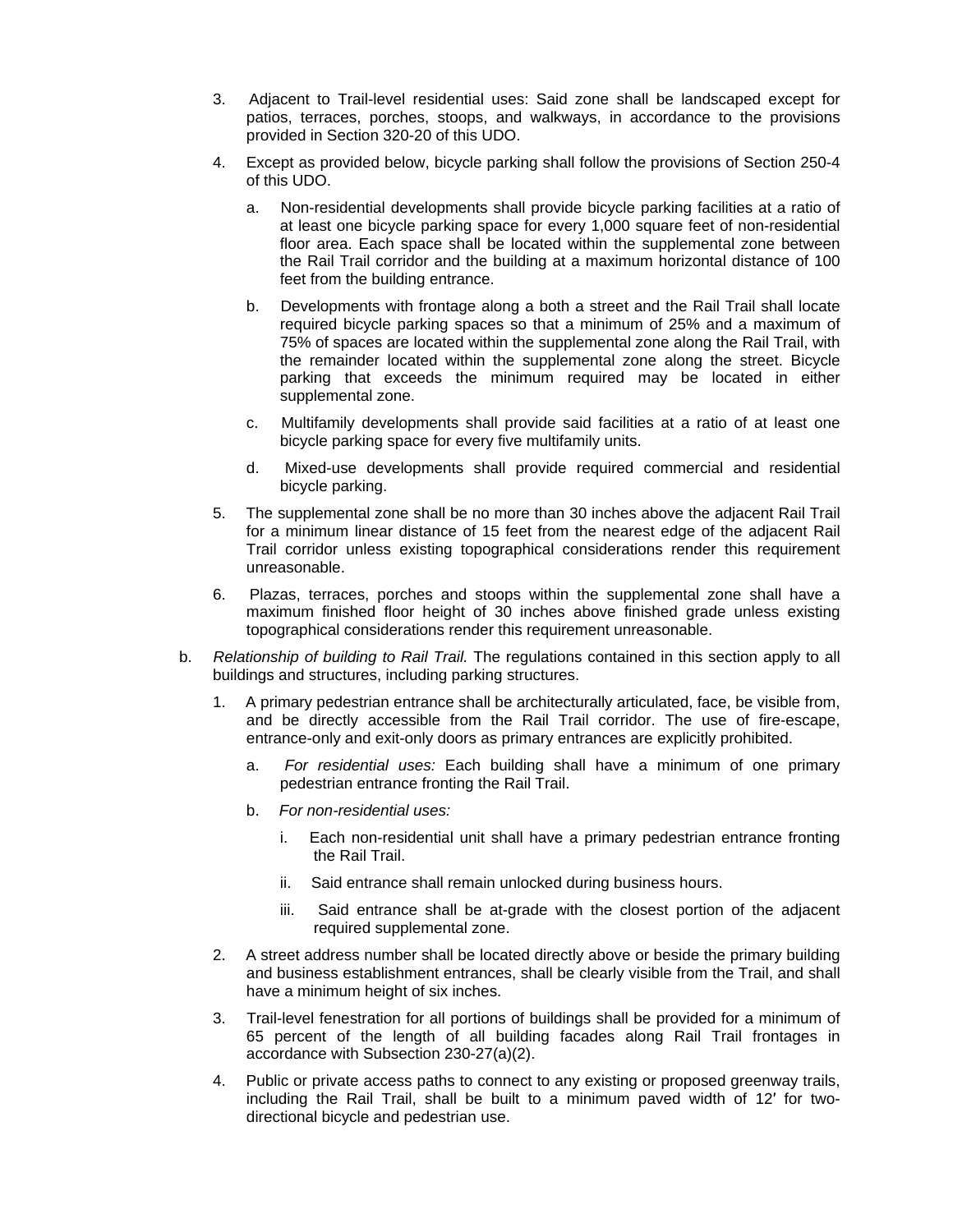3. Adjacent to Trail-level residential uses: Said zone shall be landscaped except for patios, terraces, porches, stoops, and walkways, in accordance to the provisions provided in Section 320-20 of this UDO.

4. Except as provided below, bicycle parking shall follow the provisions of Section 250-4 of this UDO.

   a. Non-residential developments shall provide bicycle parking facilities at a ratio of at least one bicycle parking space for every 1,000 square feet of non-residential floor area. Each space shall be located within the supplemental zone between the Rail Trail corridor and the building at a maximum horizontal distance of 100 feet from the building entrance.

   b. Developments with frontage along a both a street and the Rail Trail shall locate required bicycle parking spaces so that a minimum of 25% and a maximum of 75% of spaces are located within the supplemental zone along the Rail Trail, with the remainder located within the supplemental zone along the street. Bicycle parking that exceeds the minimum required may be located in either supplemental zone.

   c. Multifamily developments shall provide said facilities at a ratio of at least one bicycle parking space for every five multifamily units.

   d. Mixed-use developments shall provide required commercial and residential bicycle parking.

5. The supplemental zone shall be no more than 30 inches above the adjacent Rail Trail for a minimum linear distance of 15 feet from the nearest edge of the adjacent Rail Trail corridor unless existing topographical considerations render this requirement unreasonable.

6. Plazas, terraces, porches and stoops within the supplemental zone shall have a maximum finished floor height of 30 inches above finished grade unless existing topographical considerations render this requirement unreasonable.

b. *Relationship of building to Rail Trail.* The regulations contained in this section apply to all buildings and structures, including parking structures.

1. A primary pedestrian entrance shall be architecturally articulated, face, be visible from, and be directly accessible from the Rail Trail corridor. The use of fire-escape, entrance-only and exit-only doors as primary entrances are explicitly prohibited.

   a. *For residential uses:* Each building shall have a minimum of one primary pedestrian entrance fronting the Rail Trail.

   b. *For non-residential uses:*

      i. Each non-residential unit shall have a primary pedestrian entrance fronting the Rail Trail.

      ii. Said entrance shall remain unlocked during business hours.

      iii. Said entrance shall be at-grade with the closest portion of the adjacent required supplemental zone.

2. A street address number shall be located directly above or beside the primary building and business establishment entrances, shall be clearly visible from the Trail, and shall have a minimum height of six inches.

3. Trail-level fenestration for all portions of buildings shall be provided for a minimum of 65 percent of the length of all building facades along Rail Trail frontages in accordance with Subsection 230-27(a)(2).

4. Public or private access paths to connect to any existing or proposed greenway trails, including the Rail Trail, shall be built to a minimum paved width of 12′ for two-directional bicycle and pedestrian use.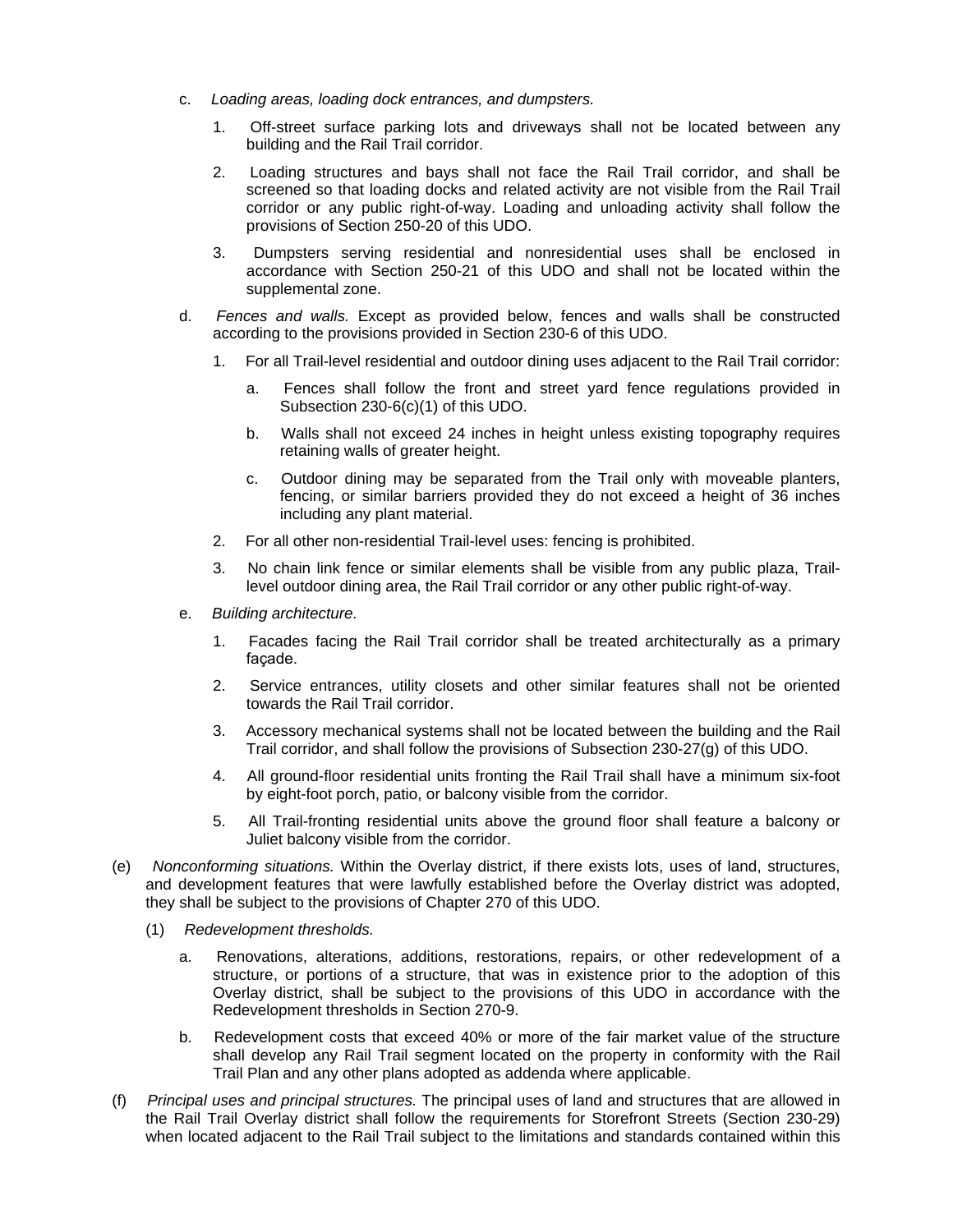c. *Loading areas, loading dock entrances, and dumpsters.*

1. Off-street surface parking lots and driveways shall not be located between any building and the Rail Trail corridor.

2. Loading structures and bays shall not face the Rail Trail corridor, and shall be screened so that loading docks and related activity are not visible from the Rail Trail corridor or any public right-of-way. Loading and unloading activity shall follow the provisions of Section 250-20 of this UDO.

3. Dumpsters serving residential and nonresidential uses shall be enclosed in accordance with Section 250-21 of this UDO and shall not be located within the supplemental zone.

d. *Fences and walls.* Except as provided below, fences and walls shall be constructed according to the provisions provided in Section 230-6 of this UDO.

1. For all Trail-level residential and outdoor dining uses adjacent to the Rail Trail corridor:

   a. Fences shall follow the front and street yard fence regulations provided in Subsection 230-6(c)(1) of this UDO.

   b. Walls shall not exceed 24 inches in height unless existing topography requires retaining walls of greater height.

   c. Outdoor dining may be separated from the Trail only with moveable planters, fencing, or similar barriers provided they do not exceed a height of 36 inches including any plant material.

2. For all other non-residential Trail-level uses: fencing is prohibited.

3. No chain link fence or similar elements shall be visible from any public plaza, Trail-level outdoor dining area, the Rail Trail corridor or any other public right-of-way.

e. *Building architecture.*

1. Facades facing the Rail Trail corridor shall be treated architecturally as a primary façade.

2. Service entrances, utility closets and other similar features shall not be oriented towards the Rail Trail corridor.

3. Accessory mechanical systems shall not be located between the building and the Rail Trail corridor, and shall follow the provisions of Subsection 230-27(g) of this UDO.

4. All ground-floor residential units fronting the Rail Trail shall have a minimum six-foot by eight-foot porch, patio, or balcony visible from the corridor.

5. All Trail-fronting residential units above the ground floor shall feature a balcony or Juliet balcony visible from the corridor.

(e) *Nonconforming situations.* Within the Overlay district, if there exists lots, uses of land, structures, and development features that were lawfully established before the Overlay district was adopted, they shall be subject to the provisions of Chapter 270 of this UDO.

(1) *Redevelopment thresholds.*

a. Renovations, alterations, additions, restorations, repairs, or other redevelopment of a structure, or portions of a structure, that was in existence prior to the adoption of this Overlay district, shall be subject to the provisions of this UDO in accordance with the Redevelopment thresholds in Section 270-9.

b. Redevelopment costs that exceed 40% or more of the fair market value of the structure shall develop any Rail Trail segment located on the property in conformity with the Rail Trail Plan and any other plans adopted as addenda where applicable.

(f) *Principal uses and principal structures.* The principal uses of land and structures that are allowed in the Rail Trail Overlay district shall follow the requirements for Storefront Streets (Section 230-29) when located adjacent to the Rail Trail subject to the limitations and standards contained within this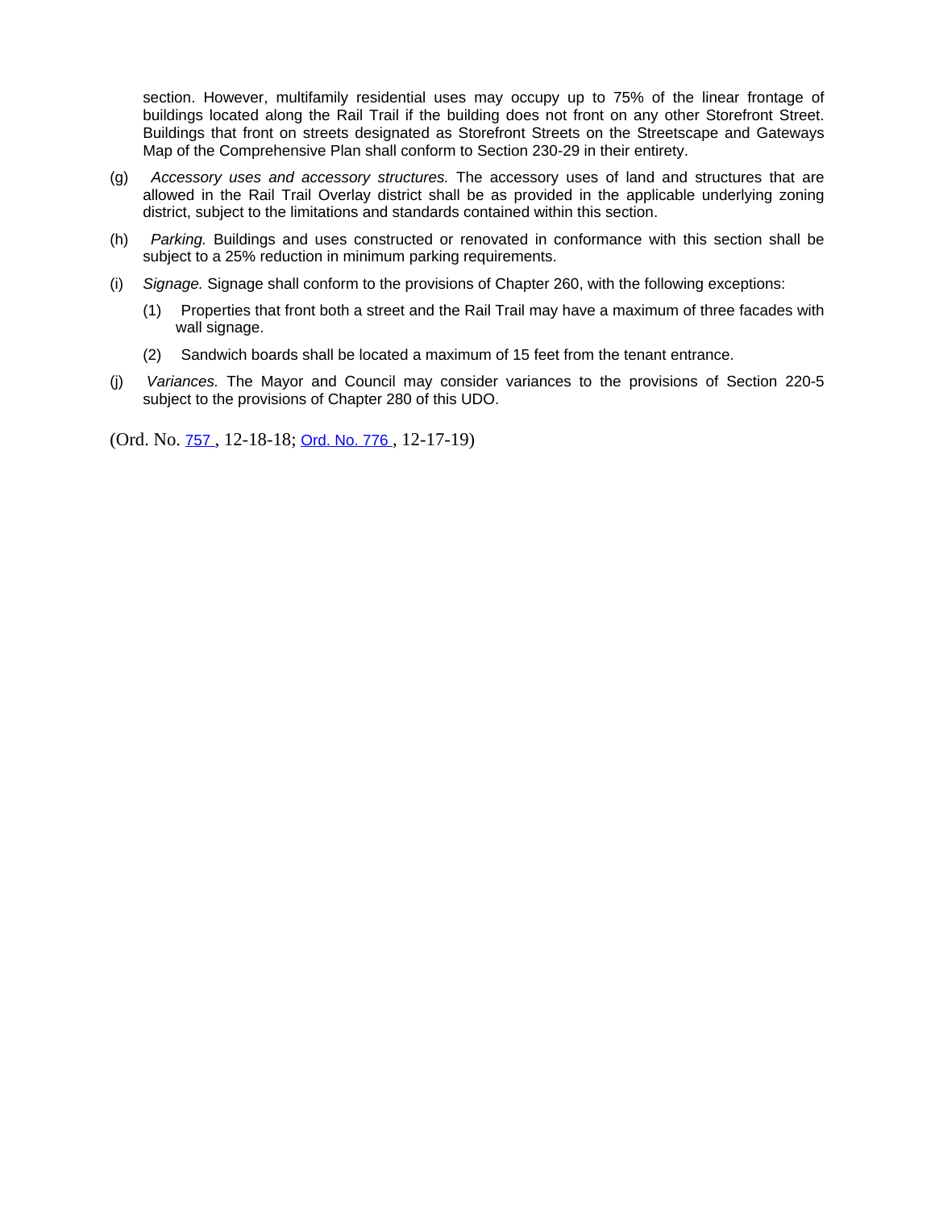section. However, multifamily residential uses may occupy up to 75% of the linear frontage of buildings located along the Rail Trail if the building does not front on any other Storefront Street. Buildings that front on streets designated as Storefront Streets on the Streetscape and Gateways Map of the Comprehensive Plan shall conform to Section 230-29 in their entirety.

(g) *Accessory uses and accessory structures.* The accessory uses of land and structures that are allowed in the Rail Trail Overlay district shall be as provided in the applicable underlying zoning district, subject to the limitations and standards contained within this section.

(h) *Parking.* Buildings and uses constructed or renovated in conformance with this section shall be subject to a 25% reduction in minimum parking requirements.

(i) *Signage.* Signage shall conform to the provisions of Chapter 260, with the following exceptions:

  (1) Properties that front both a street and the Rail Trail may have a maximum of three facades with wall signage.

  (2) Sandwich boards shall be located a maximum of 15 feet from the tenant entrance.

(j) *Variances.* The Mayor and Council may consider variances to the provisions of Section 220-5 subject to the provisions of Chapter 280 of this UDO.

(Ord. No. 757 , 12-18-18; Ord. No. 776 , 12-17-19)